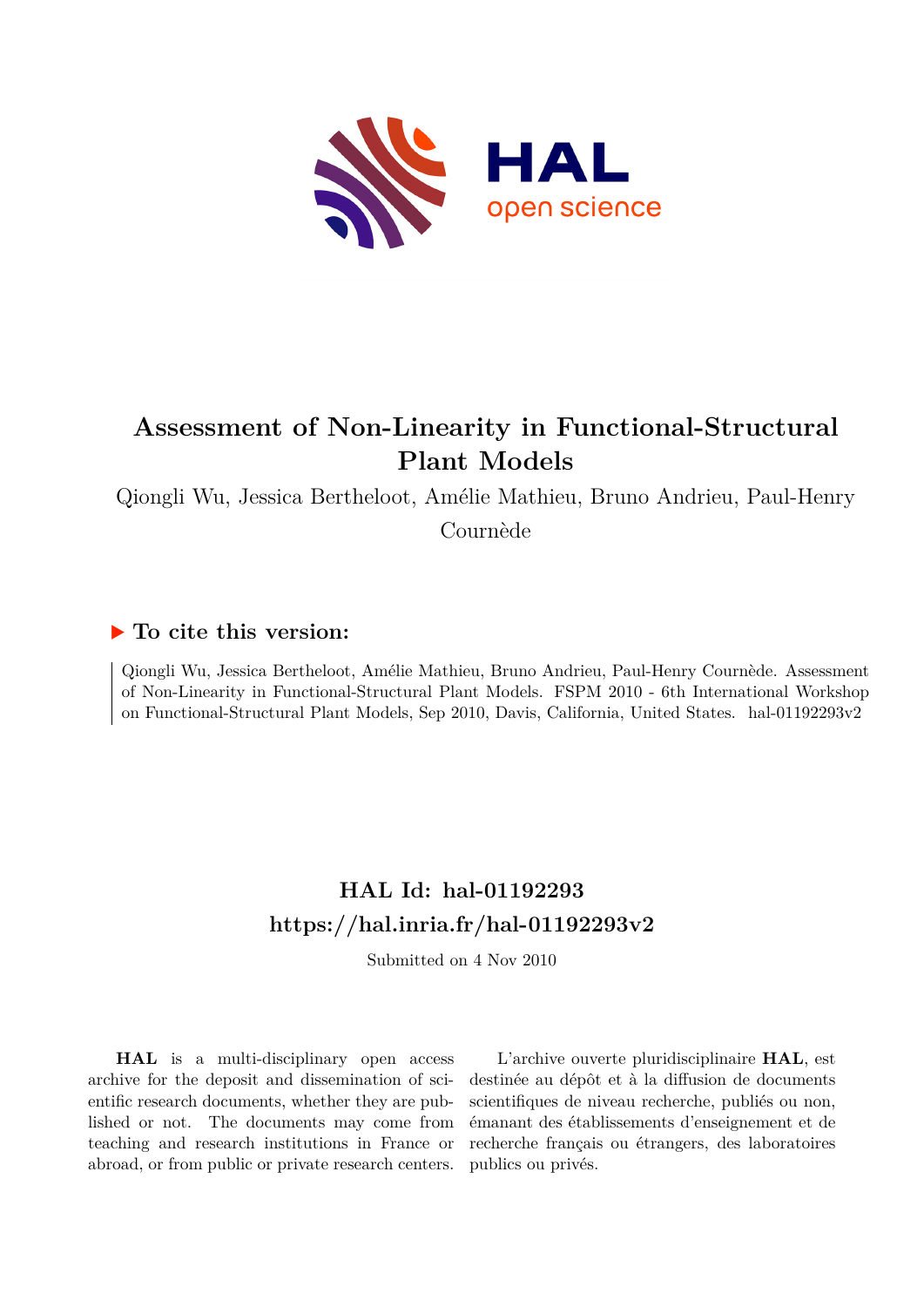# Assessment of Non-Linearity in Functional-Structural Plant Models

Qiongli Wu, Jessica Bertheloot, Amélie Mathieu, Bruno Andrieu, Paul-Henry Cournède

## ▶ To cite this version:

Qiongli Wu, Jessica Bertheloot, Amélie Mathieu, Bruno Andrieu, Paul-Henry Cournède. Assessment of Non-Linearity in Functional-Structural Plant Models. FSPM 2010 - 6th International Workshop on Functional-Structural Plant Models, Sep 2010, Davis, California, United States. hal-01192293v2

## HAL Id: hal-01192293
## https://hal.inria.fr/hal-01192293v2

Submitted on 4 Nov 2010

**HAL** is a multi-disciplinary open access archive for the deposit and dissemination of scientific research documents, whether they are published or not. The documents may come from teaching and research institutions in France or abroad, or from public or private research centers.

L'archive ouverte pluridisciplinaire **HAL**, est destinée au dépôt et à la diffusion de documents scientifiques de niveau recherche, publiés ou non, émanant des établissements d'enseignement et de recherche français ou étrangers, des laboratoires publics ou privés.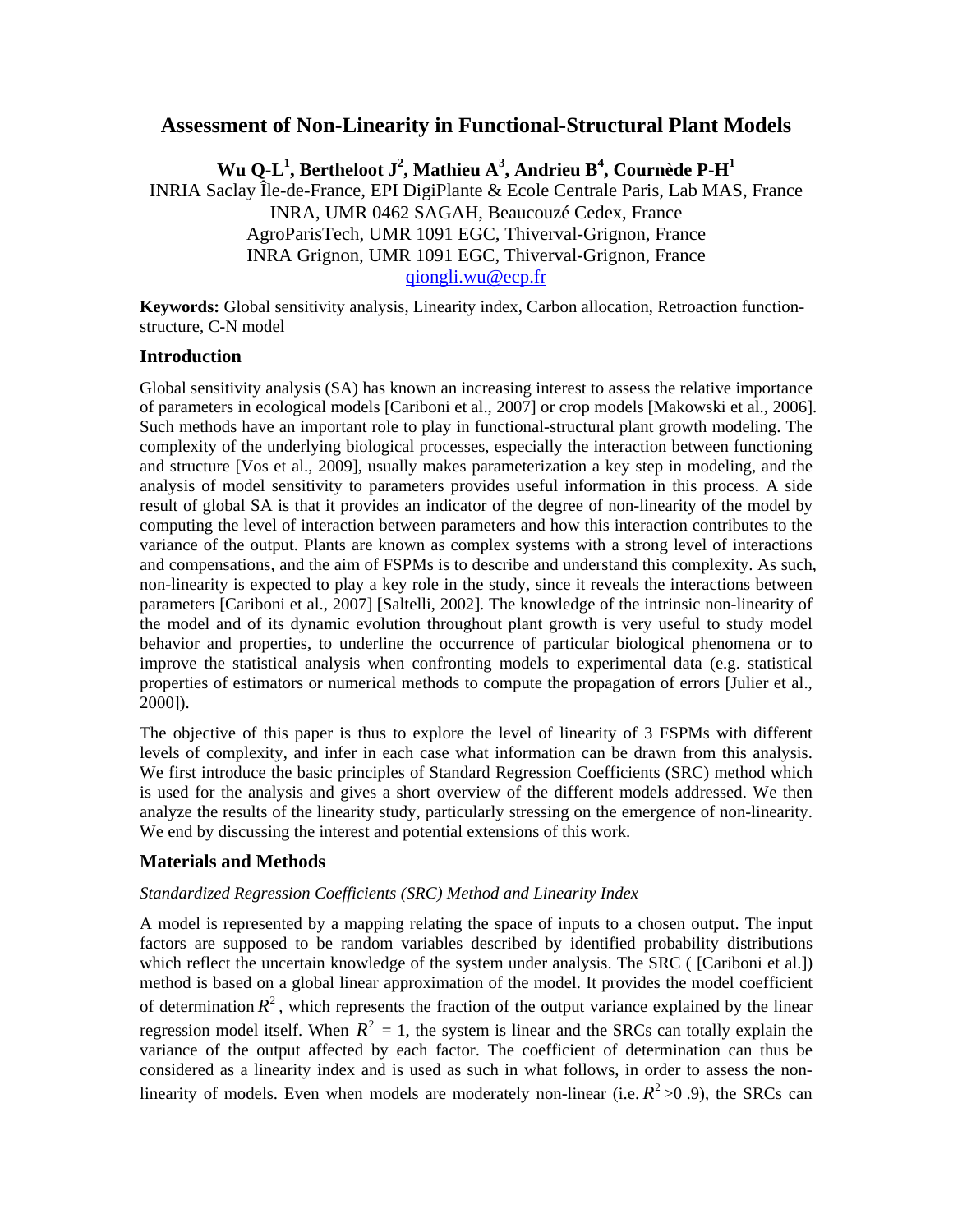# Assessment of Non-Linearity in Functional-Structural Plant Models

**Wu Q-L[1], Bertheloot J[2], Mathieu A[3], Andrieu B[4], Cournède P-H[1]**

INRIA Saclay Île-de-France, EPI DigiPlante & Ecole Centrale Paris, Lab MAS, France
INRA, UMR 0462 SAGAH, Beaucouzé Cedex, France
AgroParisTech, UMR 1091 EGC, Thiverval-Grignon, France
INRA Grignon, UMR 1091 EGC, Thiverval-Grignon, France
qiongli.wu@ecp.fr

**Keywords:** Global sensitivity analysis, Linearity index, Carbon allocation, Retroaction function-structure, C-N model

## Introduction

Global sensitivity analysis (SA) has known an increasing interest to assess the relative importance of parameters in ecological models [Cariboni et al., 2007] or crop models [Makowski et al., 2006]. Such methods have an important role to play in functional-structural plant growth modeling. The complexity of the underlying biological processes, especially the interaction between functioning and structure [Vos et al., 2009], usually makes parameterization a key step in modeling, and the analysis of model sensitivity to parameters provides useful information in this process. A side result of global SA is that it provides an indicator of the degree of non-linearity of the model by computing the level of interaction between parameters and how this interaction contributes to the variance of the output. Plants are known as complex systems with a strong level of interactions and compensations, and the aim of FSPMs is to describe and understand this complexity. As such, non-linearity is expected to play a key role in the study, since it reveals the interactions between parameters [Cariboni et al., 2007] [Saltelli, 2002]. The knowledge of the intrinsic non-linearity of the model and of its dynamic evolution throughout plant growth is very useful to study model behavior and properties, to underline the occurrence of particular biological phenomena or to improve the statistical analysis when confronting models to experimental data (e.g. statistical properties of estimators or numerical methods to compute the propagation of errors [Julier et al., 2000]).

The objective of this paper is thus to explore the level of linearity of 3 FSPMs with different levels of complexity, and infer in each case what information can be drawn from this analysis. We first introduce the basic principles of Standard Regression Coefficients (SRC) method which is used for the analysis and gives a short overview of the different models addressed. We then analyze the results of the linearity study, particularly stressing on the emergence of non-linearity. We end by discussing the interest and potential extensions of this work.

## Materials and Methods

*Standardized Regression Coefficients (SRC) Method and Linearity Index*

A model is represented by a mapping relating the space of inputs to a chosen output. The input factors are supposed to be random variables described by identified probability distributions which reflect the uncertain knowledge of the system under analysis. The SRC ( [Cariboni et al.]) method is based on a global linear approximation of the model. It provides the model coefficient of determination $R^2$, which represents the fraction of the output variance explained by the linear regression model itself. When $R^2 = 1$, the system is linear and the SRCs can totally explain the variance of the output affected by each factor. The coefficient of determination can thus be considered as a linearity index and is used as such in what follows, in order to assess the non-linearity of models. Even when models are moderately non-linear (i.e. $R^2 > 0.9$), the SRCs can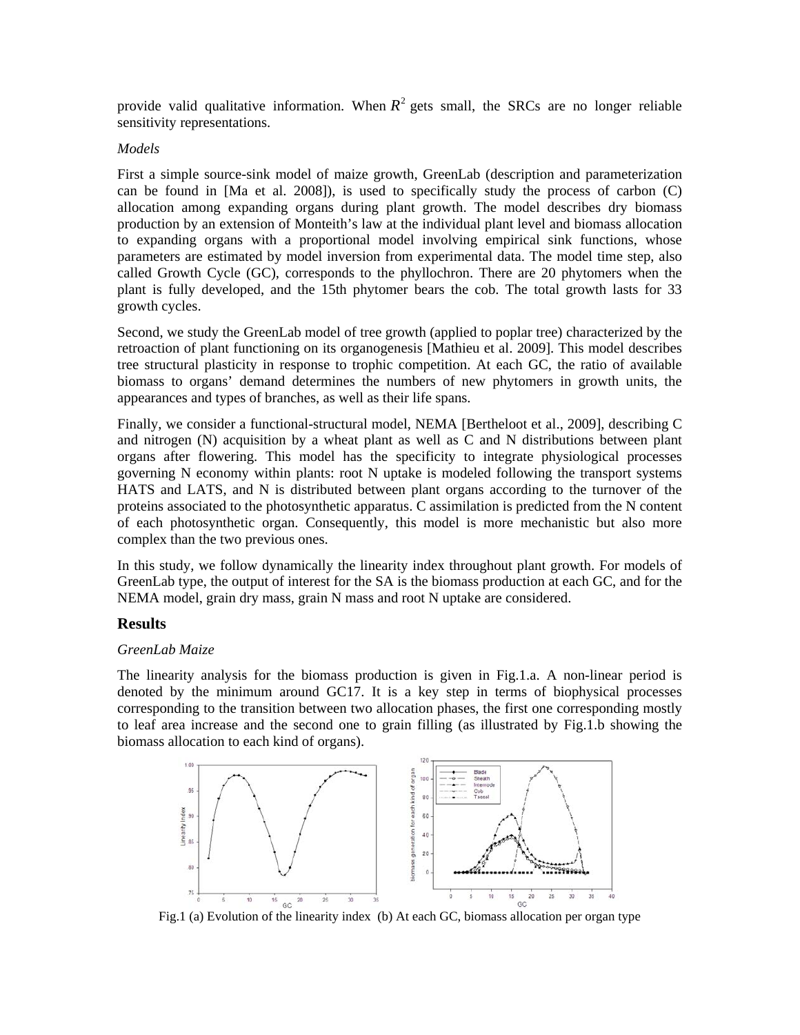provide valid qualitative information. When $R^2$ gets small, the SRCs are no longer reliable sensitivity representations.

*Models*

First a simple source-sink model of maize growth, GreenLab (description and parameterization can be found in [Ma et al. 2008]), is used to specifically study the process of carbon (C) allocation among expanding organs during plant growth. The model describes dry biomass production by an extension of Monteith's law at the individual plant level and biomass allocation to expanding organs with a proportional model involving empirical sink functions, whose parameters are estimated by model inversion from experimental data. The model time step, also called Growth Cycle (GC), corresponds to the phyllochron. There are 20 phytomers when the plant is fully developed, and the 15th phytomer bears the cob. The total growth lasts for 33 growth cycles.

Second, we study the GreenLab model of tree growth (applied to poplar tree) characterized by the retroaction of plant functioning on its organogenesis [Mathieu et al. 2009]. This model describes tree structural plasticity in response to trophic competition. At each GC, the ratio of available biomass to organs' demand determines the numbers of new phytomers in growth units, the appearances and types of branches, as well as their life spans.

Finally, we consider a functional-structural model, NEMA [Bertheloot et al., 2009], describing C and nitrogen (N) acquisition by a wheat plant as well as C and N distributions between plant organs after flowering. This model has the specificity to integrate physiological processes governing N economy within plants: root N uptake is modeled following the transport systems HATS and LATS, and N is distributed between plant organs according to the turnover of the proteins associated to the photosynthetic apparatus. C assimilation is predicted from the N content of each photosynthetic organ. Consequently, this model is more mechanistic but also more complex than the two previous ones.

In this study, we follow dynamically the linearity index throughout plant growth. For models of GreenLab type, the output of interest for the SA is the biomass production at each GC, and for the NEMA model, grain dry mass, grain N mass and root N uptake are considered.

## Results

*GreenLab Maize*

The linearity analysis for the biomass production is given in Fig.1.a. A non-linear period is denoted by the minimum around GC17. It is a key step in terms of biophysical processes corresponding to the transition between two allocation phases, the first one corresponding mostly to leaf area increase and the second one to grain filling (as illustrated by Fig.1.b showing the biomass allocation to each kind of organs).

Fig.1 (a) Evolution of the linearity index (b) At each GC, biomass allocation per organ type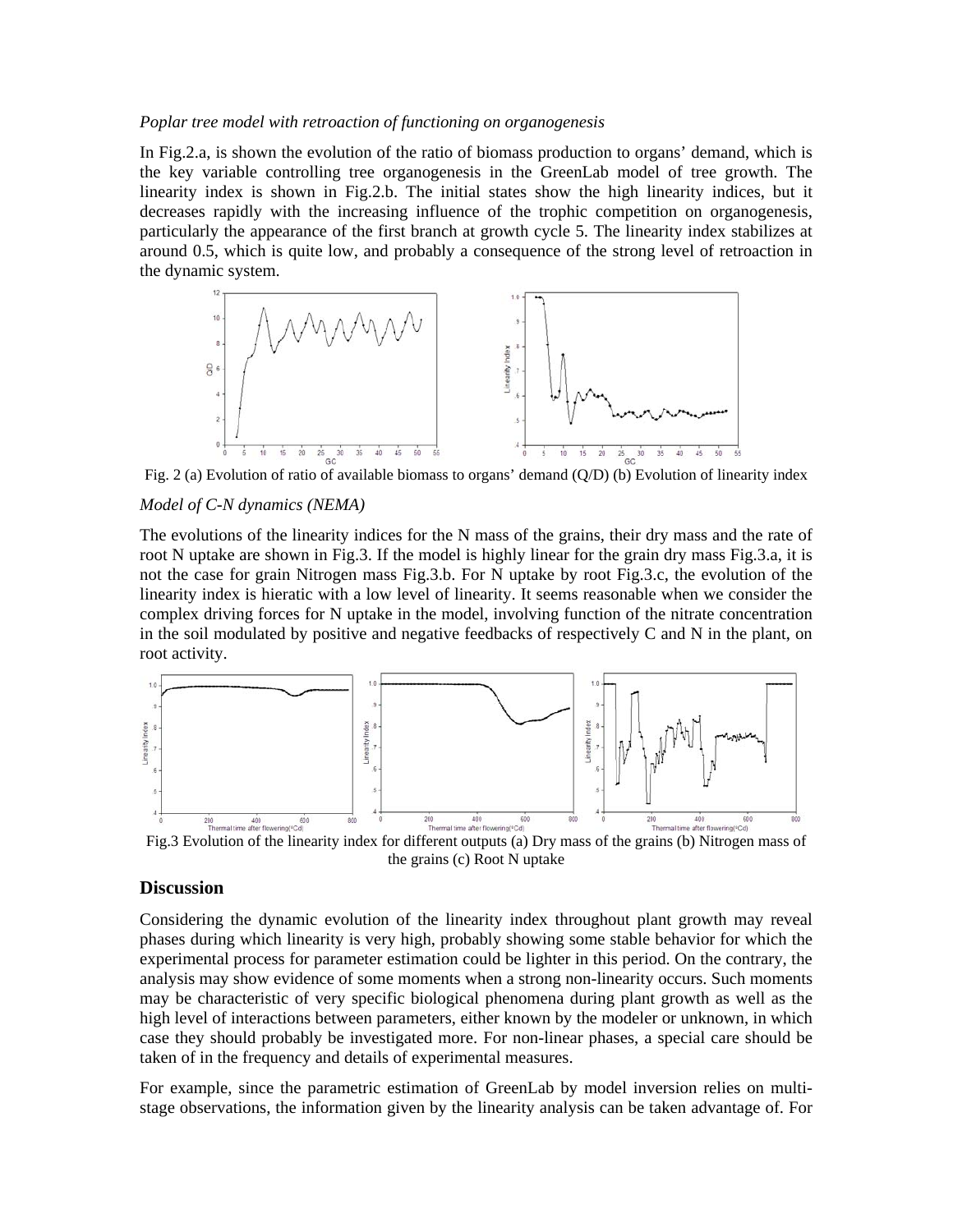*Poplar tree model with retroaction of functioning on organogenesis*

In Fig.2.a, is shown the evolution of the ratio of biomass production to organs' demand, which is the key variable controlling tree organogenesis in the GreenLab model of tree growth. The linearity index is shown in Fig.2.b. The initial states show the high linearity indices, but it decreases rapidly with the increasing influence of the trophic competition on organogenesis, particularly the appearance of the first branch at growth cycle 5. The linearity index stabilizes at around 0.5, which is quite low, and probably a consequence of the strong level of retroaction in the dynamic system.

Fig. 2 (a) Evolution of ratio of available biomass to organs' demand (Q/D) (b) Evolution of linearity index

*Model of C-N dynamics (NEMA)*

The evolutions of the linearity indices for the N mass of the grains, their dry mass and the rate of root N uptake are shown in Fig.3. If the model is highly linear for the grain dry mass Fig.3.a, it is not the case for grain Nitrogen mass Fig.3.b. For N uptake by root Fig.3.c, the evolution of the linearity index is hieratic with a low level of linearity. It seems reasonable when we consider the complex driving forces for N uptake in the model, involving function of the nitrate concentration in the soil modulated by positive and negative feedbacks of respectively C and N in the plant, on root activity.

Fig.3 Evolution of the linearity index for different outputs (a) Dry mass of the grains (b) Nitrogen mass of the grains (c) Root N uptake

## Discussion

Considering the dynamic evolution of the linearity index throughout plant growth may reveal phases during which linearity is very high, probably showing some stable behavior for which the experimental process for parameter estimation could be lighter in this period. On the contrary, the analysis may show evidence of some moments when a strong non-linearity occurs. Such moments may be characteristic of very specific biological phenomena during plant growth as well as the high level of interactions between parameters, either known by the modeler or unknown, in which case they should probably be investigated more. For non-linear phases, a special care should be taken of in the frequency and details of experimental measures.

For example, since the parametric estimation of GreenLab by model inversion relies on multi-stage observations, the information given by the linearity analysis can be taken advantage of. For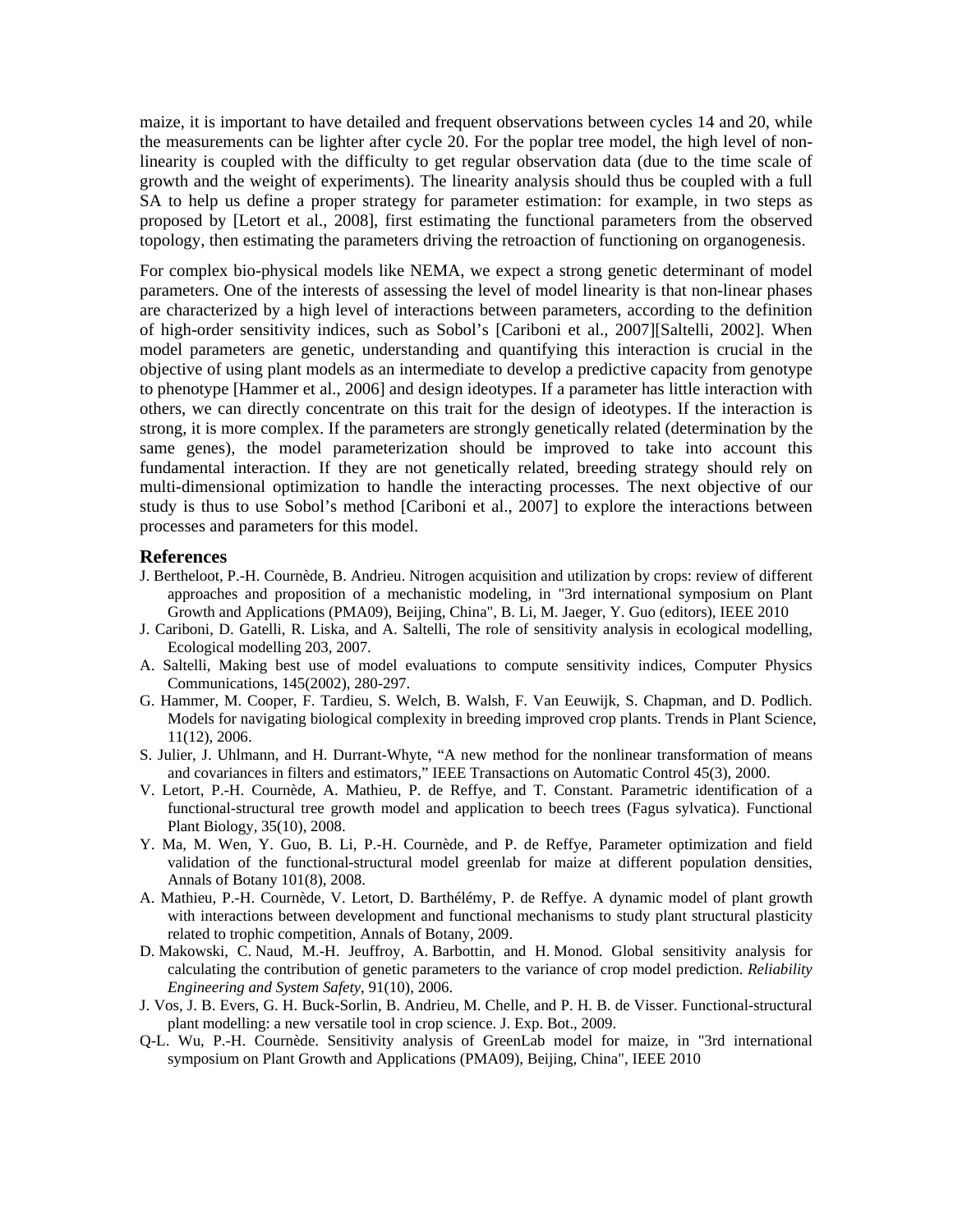maize, it is important to have detailed and frequent observations between cycles 14 and 20, while the measurements can be lighter after cycle 20. For the poplar tree model, the high level of non-linearity is coupled with the difficulty to get regular observation data (due to the time scale of growth and the weight of experiments). The linearity analysis should thus be coupled with a full SA to help us define a proper strategy for parameter estimation: for example, in two steps as proposed by [Letort et al., 2008], first estimating the functional parameters from the observed topology, then estimating the parameters driving the retroaction of functioning on organogenesis.

For complex bio-physical models like NEMA, we expect a strong genetic determinant of model parameters. One of the interests of assessing the level of model linearity is that non-linear phases are characterized by a high level of interactions between parameters, according to the definition of high-order sensitivity indices, such as Sobol's [Cariboni et al., 2007][Saltelli, 2002]. When model parameters are genetic, understanding and quantifying this interaction is crucial in the objective of using plant models as an intermediate to develop a predictive capacity from genotype to phenotype [Hammer et al., 2006] and design ideotypes. If a parameter has little interaction with others, we can directly concentrate on this trait for the design of ideotypes. If the interaction is strong, it is more complex. If the parameters are strongly genetically related (determination by the same genes), the model parameterization should be improved to take into account this fundamental interaction. If they are not genetically related, breeding strategy should rely on multi-dimensional optimization to handle the interacting processes. The next objective of our study is thus to use Sobol's method [Cariboni et al., 2007] to explore the interactions between processes and parameters for this model.

## References

J. Bertheloot, P.-H. Cournède, B. Andrieu. Nitrogen acquisition and utilization by crops: review of different approaches and proposition of a mechanistic modeling, in "3rd international symposium on Plant Growth and Applications (PMA09), Beijing, China", B. Li, M. Jaeger, Y. Guo (editors), IEEE 2010

J. Cariboni, D. Gatelli, R. Liska, and A. Saltelli, The role of sensitivity analysis in ecological modelling, Ecological modelling 203, 2007.

A. Saltelli, Making best use of model evaluations to compute sensitivity indices, Computer Physics Communications, 145(2002), 280-297.

G. Hammer, M. Cooper, F. Tardieu, S. Welch, B. Walsh, F. Van Eeuwijk, S. Chapman, and D. Podlich. Models for navigating biological complexity in breeding improved crop plants. Trends in Plant Science, 11(12), 2006.

S. Julier, J. Uhlmann, and H. Durrant-Whyte, "A new method for the nonlinear transformation of means and covariances in filters and estimators," IEEE Transactions on Automatic Control 45(3), 2000.

V. Letort, P.-H. Cournède, A. Mathieu, P. de Reffye, and T. Constant. Parametric identification of a functional-structural tree growth model and application to beech trees (Fagus sylvatica). Functional Plant Biology, 35(10), 2008.

Y. Ma, M. Wen, Y. Guo, B. Li, P.-H. Cournède, and P. de Reffye, Parameter optimization and field validation of the functional-structural model greenlab for maize at different population densities, Annals of Botany 101(8), 2008.

A. Mathieu, P.-H. Cournède, V. Letort, D. Barthélémy, P. de Reffye. A dynamic model of plant growth with interactions between development and functional mechanisms to study plant structural plasticity related to trophic competition, Annals of Botany, 2009.

D. Makowski, C. Naud, M.-H. Jeuffroy, A. Barbottin, and H. Monod. Global sensitivity analysis for calculating the contribution of genetic parameters to the variance of crop model prediction. *Reliability Engineering and System Safety*, 91(10), 2006.

J. Vos, J. B. Evers, G. H. Buck-Sorlin, B. Andrieu, M. Chelle, and P. H. B. de Visser. Functional-structural plant modelling: a new versatile tool in crop science. J. Exp. Bot., 2009.

Q-L. Wu, P.-H. Cournède. Sensitivity analysis of GreenLab model for maize, in "3rd international symposium on Plant Growth and Applications (PMA09), Beijing, China", IEEE 2010